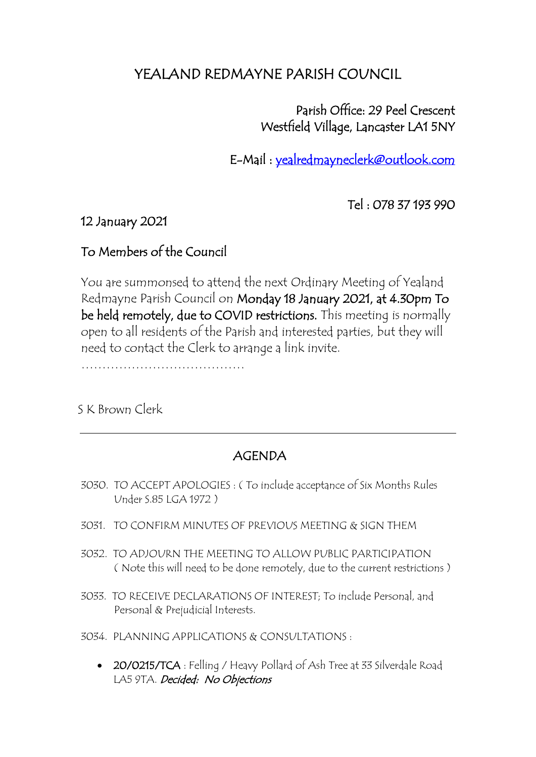# YEALAND REDMAYNE PARISH COUNCIL

Parish Office: 29 Peel Crescent
Westfield Village, Lancaster LA1 5NY

E-Mail : yealredmayneclerk@outlook.com

Tel : 078 37 193 990

12 January 2021

To Members of the Council

You are summonsed to attend the next Ordinary Meeting of Yealand Redmayne Parish Council on **Monday 18 January 2021, at 4.30pm To be held remotely, due to COVID restrictions.** This meeting is normally open to all residents of the Parish and interested parties, but they will need to contact the Clerk to arrange a link invite.

……………………………………

S K Brown Clerk

---

## AGENDA

3030. TO ACCEPT APOLOGIES : ( To include acceptance of Six Months Rules Under S.85 LGA 1972 )

3031. TO CONFIRM MINUTES OF PREVIOUS MEETING & SIGN THEM

3032. TO ADJOURN THE MEETING TO ALLOW PUBLIC PARTICIPATION ( Note this will need to be done remotely, due to the current restrictions )

3033. TO RECEIVE DECLARATIONS OF INTEREST; To include Personal, and Personal & Prejudicial Interests.

3034. PLANNING APPLICATIONS & CONSULTATIONS :

- **20/0215/TCA** : Felling / Heavy Pollard of Ash Tree at 33 Silverdale Road LA5 9TA. ***Decided: No Objections***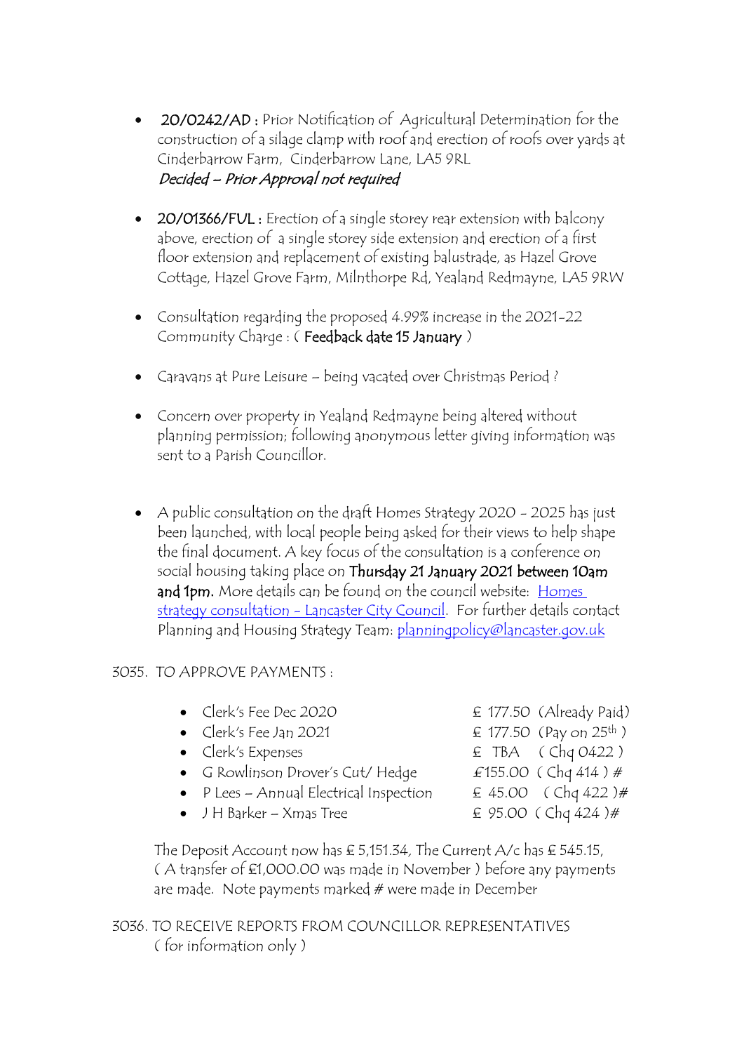- **20/0242/AD :** Prior Notification of Agricultural Determination for the construction of a silage clamp with roof and erection of roofs over yards at Cinderbarrow Farm, Cinderbarrow Lane, LA5 9RL
  *Decided – Prior Approval not required*

- **20/01366/FUL :** Erection of a single storey rear extension with balcony above, erection of a single storey side extension and erection of a first floor extension and replacement of existing balustrade, as Hazel Grove Cottage, Hazel Grove Farm, Milnthorpe Rd, Yealand Redmayne, LA5 9RW

- Consultation regarding the proposed 4.99% increase in the 2021-22 Community Charge : ( **Feedback date 15 January** )

- Caravans at Pure Leisure – being vacated over Christmas Period ?

- Concern over property in Yealand Redmayne being altered without planning permission; following anonymous letter giving information was sent to a Parish Councillor.

- A public consultation on the draft Homes Strategy 2020 - 2025 has just been launched, with local people being asked for their views to help shape the final document. A key focus of the consultation is a conference on social housing taking place on **Thursday 21 January 2021 between 10am and 1pm.** More details can be found on the council website: [Homes strategy consultation - Lancaster City Council](). For further details contact Planning and Housing Strategy Team: [planningpolicy@lancaster.gov.uk]()

3035. TO APPROVE PAYMENTS :

| | |
|---|---|
| • Clerk's Fee Dec 2020 | £ 177.50 (Already Paid) |
| • Clerk's Fee Jan 2021 | £ 177.50 (Pay on 25th ) |
| • Clerk's Expenses | £ TBA ( Chq 0422 ) |
| • G Rowlinson Drover's Cut/ Hedge | £155.00 ( Chq 414 ) # |
| • P Lees – Annual Electrical Inspection | £ 45.00 ( Chq 422 )# |
| • J H Barker – Xmas Tree | £ 95.00 ( Chq 424 )# |

The Deposit Account now has £ 5,151.34, The Current A/c has £ 545.15, ( A transfer of £1,000.00 was made in November ) before any payments are made. Note payments marked # were made in December

3036. TO RECEIVE REPORTS FROM COUNCILLOR REPRESENTATIVES ( for information only )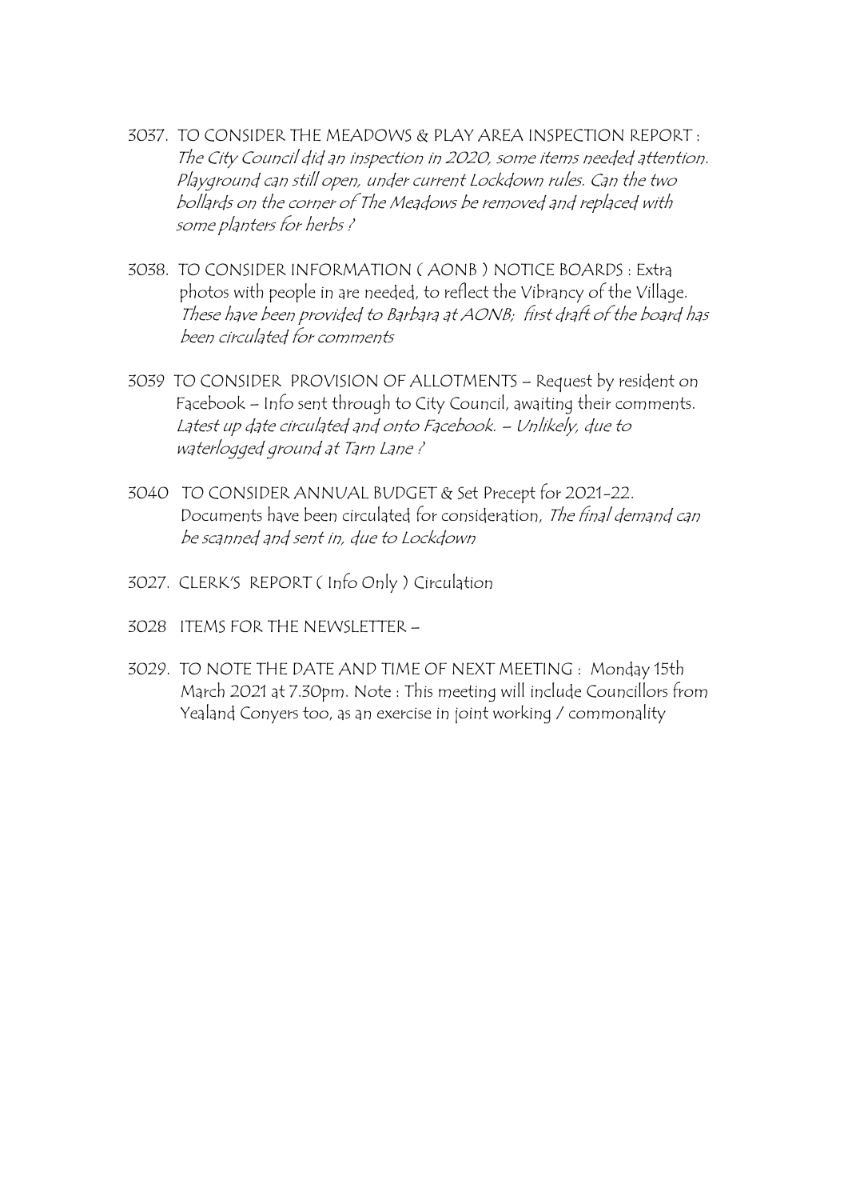3037. TO CONSIDER THE MEADOWS & PLAY AREA INSPECTION REPORT : *The City Council did an inspection in 2020, some items needed attention. Playground can still open, under current Lockdown rules. Can the two bollards on the corner of The Meadows be removed and replaced with some planters for herbs ?*

3038. TO CONSIDER INFORMATION ( AONB ) NOTICE BOARDS : Extra photos with people in are needed, to reflect the Vibrancy of the Village. *These have been provided to Barbara at AONB; first draft of the board has been circulated for comments*

3039 TO CONSIDER PROVISION OF ALLOTMENTS – Request by resident on Facebook – Info sent through to City Council, awaiting their comments. *Latest up date circulated and onto Facebook. – Unlikely, due to waterlogged ground at Tarn Lane ?*

3040 TO CONSIDER ANNUAL BUDGET & Set Precept for 2021-22. Documents have been circulated for consideration, *The final demand can be scanned and sent in, due to Lockdown*

3027. CLERK'S REPORT ( Info Only ) Circulation

3028 ITEMS FOR THE NEWSLETTER –

3029. TO NOTE THE DATE AND TIME OF NEXT MEETING : Monday 15th March 2021 at 7.30pm. Note : This meeting will include Councillors from Yealand Conyers too, as an exercise in joint working / commonality